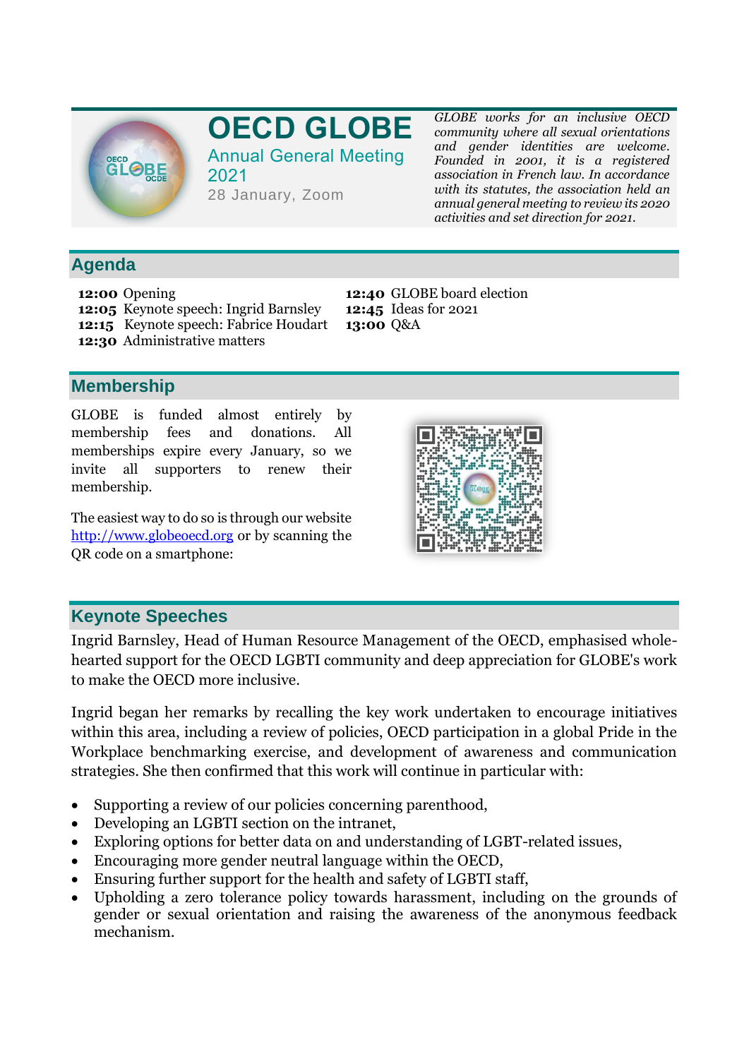# OECD GLOBE

Annual General Meeting 2021

28 January, Zoom

*GLOBE works for an inclusive OECD community where all sexual orientations and gender identities are welcome. Founded in 2001, it is a registered association in French law. In accordance with its statutes, the association held an annual general meeting to review its 2020 activities and set direction for 2021.*

## Agenda

**12:00** Opening
**12:05** Keynote speech: Ingrid Barnsley
**12:15** Keynote speech: Fabrice Houdart
**12:30** Administrative matters
**12:40** GLOBE board election
**12:45** Ideas for 2021
**13:00** Q&A

## Membership

GLOBE is funded almost entirely by membership fees and donations. All memberships expire every January, so we invite all supporters to renew their membership.

The easiest way to do so is through our website [http://www.globeoecd.org](http://www.globeoecd.org) or by scanning the QR code on a smartphone:

## Keynote Speeches

Ingrid Barnsley, Head of Human Resource Management of the OECD, emphasised whole-hearted support for the OECD LGBTI community and deep appreciation for GLOBE's work to make the OECD more inclusive.

Ingrid began her remarks by recalling the key work undertaken to encourage initiatives within this area, including a review of policies, OECD participation in a global Pride in the Workplace benchmarking exercise, and development of awareness and communication strategies. She then confirmed that this work will continue in particular with:

- Supporting a review of our policies concerning parenthood,
- Developing an LGBTI section on the intranet,
- Exploring options for better data on and understanding of LGBT-related issues,
- Encouraging more gender neutral language within the OECD,
- Ensuring further support for the health and safety of LGBTI staff,
- Upholding a zero tolerance policy towards harassment, including on the grounds of gender or sexual orientation and raising the awareness of the anonymous feedback mechanism.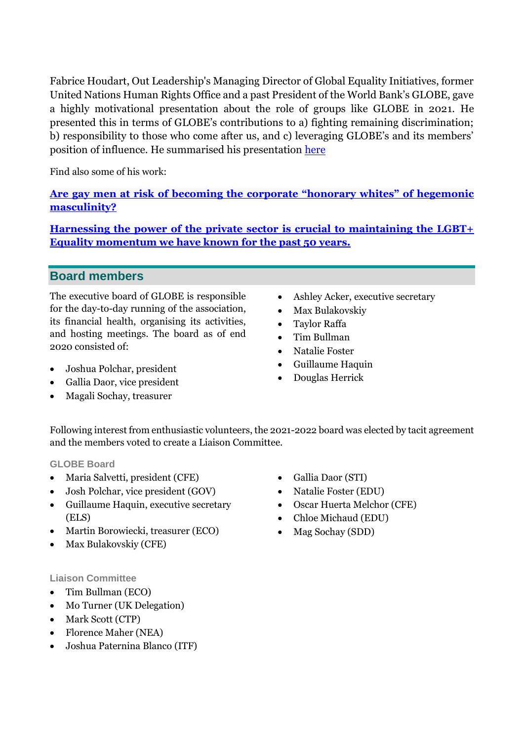Fabrice Houdart, Out Leadership's Managing Director of Global Equality Initiatives, former United Nations Human Rights Office and a past President of the World Bank's GLOBE, gave a highly motivational presentation about the role of groups like GLOBE in 2021. He presented this in terms of GLOBE's contributions to a) fighting remaining discrimination; b) responsibility to those who come after us, and c) leveraging GLOBE's and its members' position of influence. He summarised his presentation here

Find also some of his work:

**Are gay men at risk of becoming the corporate "honorary whites" of hegemonic masculinity?**

**Harnessing the power of the private sector is crucial to maintaining the LGBT+ Equality momentum we have known for the past 50 years.**

## Board members

The executive board of GLOBE is responsible for the day-to-day running of the association, its financial health, organising its activities, and hosting meetings. The board as of end 2020 consisted of:

- Joshua Polchar, president
- Gallia Daor, vice president
- Magali Sochay, treasurer
- Ashley Acker, executive secretary
- Max Bulakovskiy
- Taylor Raffa
- Tim Bullman
- Natalie Foster
- Guillaume Haquin
- Douglas Herrick

Following interest from enthusiastic volunteers, the 2021-2022 board was elected by tacit agreement and the members voted to create a Liaison Committee.

### GLOBE Board

- Maria Salvetti, president (CFE)
- Josh Polchar, vice president (GOV)
- Guillaume Haquin, executive secretary (ELS)
- Martin Borowiecki, treasurer (ECO)
- Max Bulakovskiy (CFE)
- Gallia Daor (STI)
- Natalie Foster (EDU)
- Oscar Huerta Melchor (CFE)
- Chloe Michaud (EDU)
- Mag Sochay (SDD)

### Liaison Committee

- Tim Bullman (ECO)
- Mo Turner (UK Delegation)
- Mark Scott (CTP)
- Florence Maher (NEA)
- Joshua Paternina Blanco (ITF)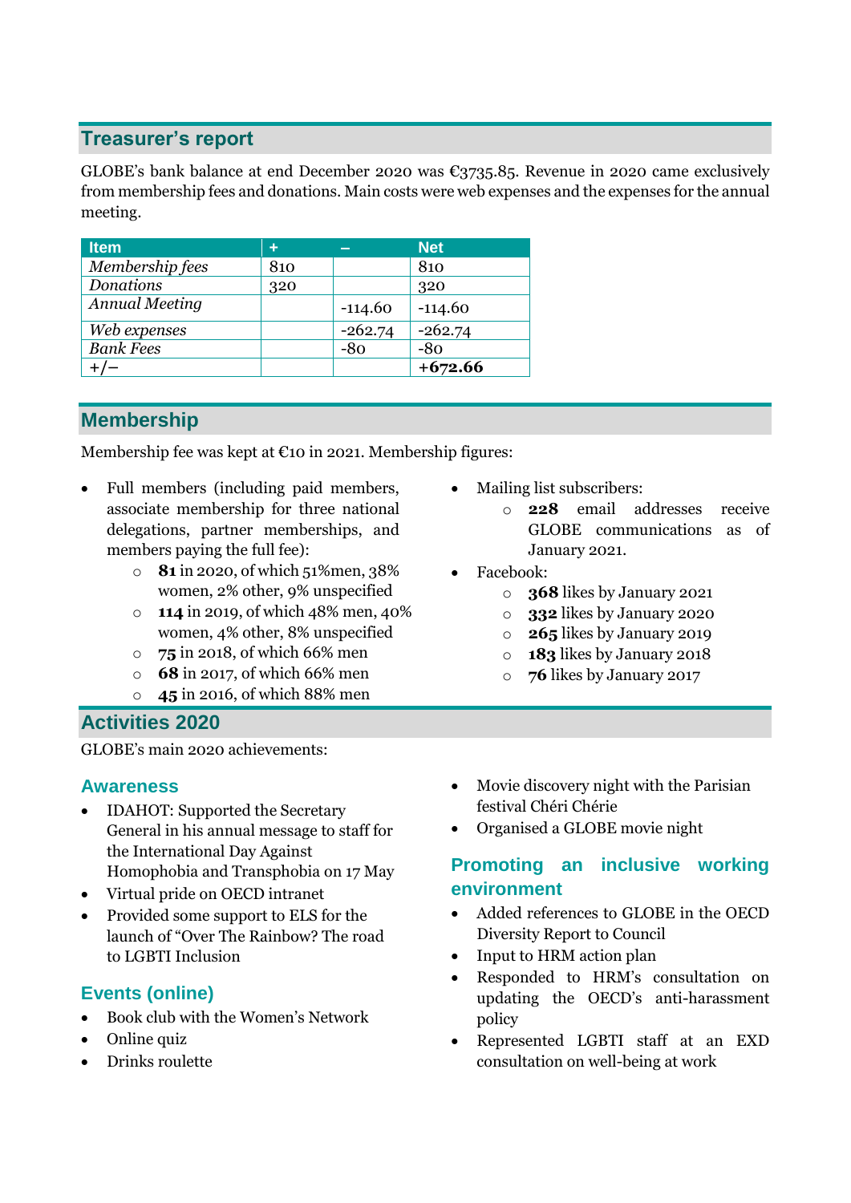## Treasurer's report

GLOBE's bank balance at end December 2020 was €3735.85. Revenue in 2020 came exclusively from membership fees and donations. Main costs were web expenses and the expenses for the annual meeting.

| Item | + | – | Net |
|---|---|---|---|
| *Membership fees* | 810 | | 810 |
| *Donations* | 320 | | 320 |
| *Annual Meeting* | | -114.60 | -114.60 |
| *Web expenses* | | -262.74 | -262.74 |
| *Bank Fees* | | -80 | -80 |
| +/– | | | **+672.66** |

## Membership

Membership fee was kept at €10 in 2021. Membership figures:

- Full members (including paid members, associate membership for three national delegations, partner memberships, and members paying the full fee):
  - **81** in 2020, of which 51%men, 38% women, 2% other, 9% unspecified
  - **114** in 2019, of which 48% men, 40% women, 4% other, 8% unspecified
  - **75** in 2018, of which 66% men
  - **68** in 2017, of which 66% men
  - **45** in 2016, of which 88% men
- Mailing list subscribers:
  - **228** email addresses receive GLOBE communications as of January 2021.
- Facebook:
  - **368** likes by January 2021
  - **332** likes by January 2020
  - **265** likes by January 2019
  - **183** likes by January 2018
  - **76** likes by January 2017

## Activities 2020

GLOBE's main 2020 achievements:

### Awareness

- IDAHOT: Supported the Secretary General in his annual message to staff for the International Day Against Homophobia and Transphobia on 17 May
- Virtual pride on OECD intranet
- Provided some support to ELS for the launch of "Over The Rainbow? The road to LGBTI Inclusion

### Events (online)

- Book club with the Women's Network
- Online quiz
- Drinks roulette
- Movie discovery night with the Parisian festival Chéri Chérie
- Organised a GLOBE movie night

### Promoting an inclusive working environment

- Added references to GLOBE in the OECD Diversity Report to Council
- Input to HRM action plan
- Responded to HRM's consultation on updating the OECD's anti-harassment policy
- Represented LGBTI staff at an EXD consultation on well-being at work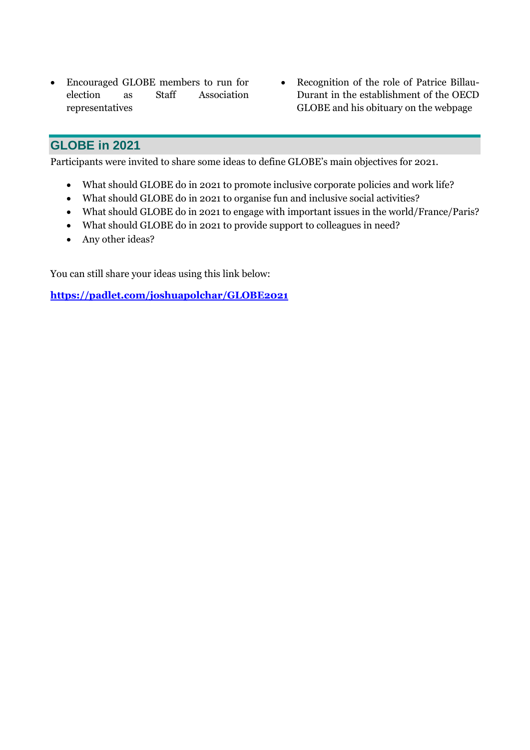- Encouraged GLOBE members to run for election as Staff Association representatives
- Recognition of the role of Patrice Billau-Durant in the establishment of the OECD GLOBE and his obituary on the webpage

## GLOBE in 2021

Participants were invited to share some ideas to define GLOBE's main objectives for 2021.

- What should GLOBE do in 2021 to promote inclusive corporate policies and work life?
- What should GLOBE do in 2021 to organise fun and inclusive social activities?
- What should GLOBE do in 2021 to engage with important issues in the world/France/Paris?
- What should GLOBE do in 2021 to provide support to colleagues in need?
- Any other ideas?

You can still share your ideas using this link below:

**https://padlet.com/joshuapolchar/GLOBE2021**